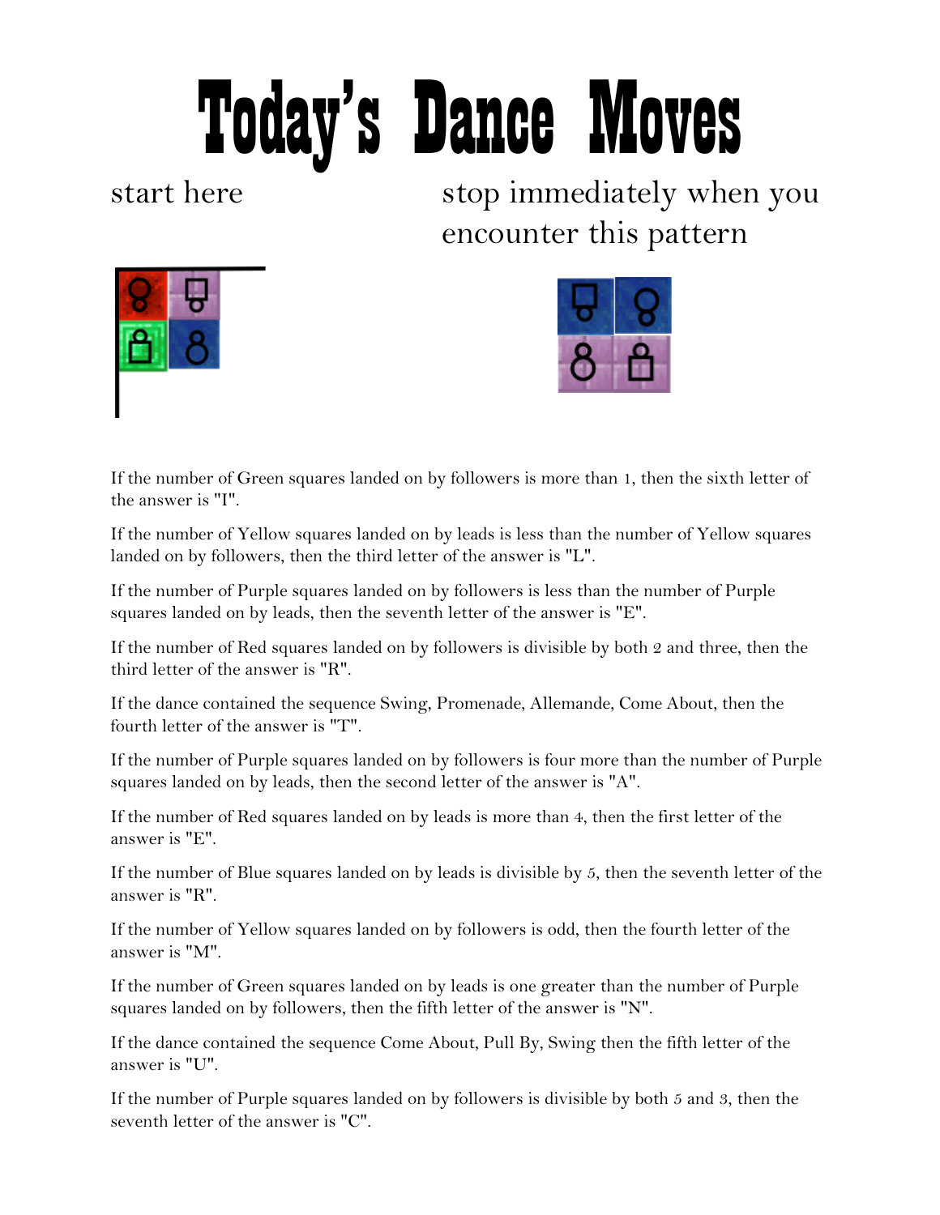# Today's Dance Moves

start here

stop immediately when you encounter this pattern

If the number of Green squares landed on by followers is more than 1, then the sixth letter of the answer is "I".

If the number of Yellow squares landed on by leads is less than the number of Yellow squares landed on by followers, then the third letter of the answer is "L".

If the number of Purple squares landed on by followers is less than the number of Purple squares landed on by leads, then the seventh letter of the answer is "E".

If the number of Red squares landed on by followers is divisible by both 2 and three, then the third letter of the answer is "R".

If the dance contained the sequence Swing, Promenade, Allemande, Come About, then the fourth letter of the answer is "T".

If the number of Purple squares landed on by followers is four more than the number of Purple squares landed on by leads, then the second letter of the answer is "A".

If the number of Red squares landed on by leads is more than 4, then the first letter of the answer is "E".

If the number of Blue squares landed on by leads is divisible by 5, then the seventh letter of the answer is "R".

If the number of Yellow squares landed on by followers is odd, then the fourth letter of the answer is "M".

If the number of Green squares landed on by leads is one greater than the number of Purple squares landed on by followers, then the fifth letter of the answer is "N".

If the dance contained the sequence Come About, Pull By, Swing then the fifth letter of the answer is "U".

If the number of Purple squares landed on by followers is divisible by both 5 and 3, then the seventh letter of the answer is "C".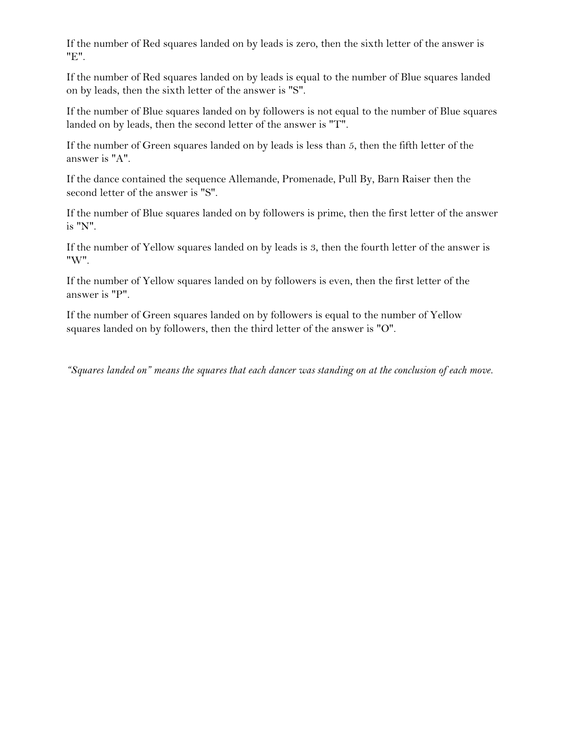If the number of Red squares landed on by leads is zero, then the sixth letter of the answer is "E".

If the number of Red squares landed on by leads is equal to the number of Blue squares landed on by leads, then the sixth letter of the answer is "S".

If the number of Blue squares landed on by followers is not equal to the number of Blue squares landed on by leads, then the second letter of the answer is "T".

If the number of Green squares landed on by leads is less than 5, then the fifth letter of the answer is "A".

If the dance contained the sequence Allemande, Promenade, Pull By, Barn Raiser then the second letter of the answer is "S".

If the number of Blue squares landed on by followers is prime, then the first letter of the answer is "N".

If the number of Yellow squares landed on by leads is 3, then the fourth letter of the answer is "W".

If the number of Yellow squares landed on by followers is even, then the first letter of the answer is "P".

If the number of Green squares landed on by followers is equal to the number of Yellow squares landed on by followers, then the third letter of the answer is "O".

*"Squares landed on" means the squares that each dancer was standing on at the conclusion of each move.*